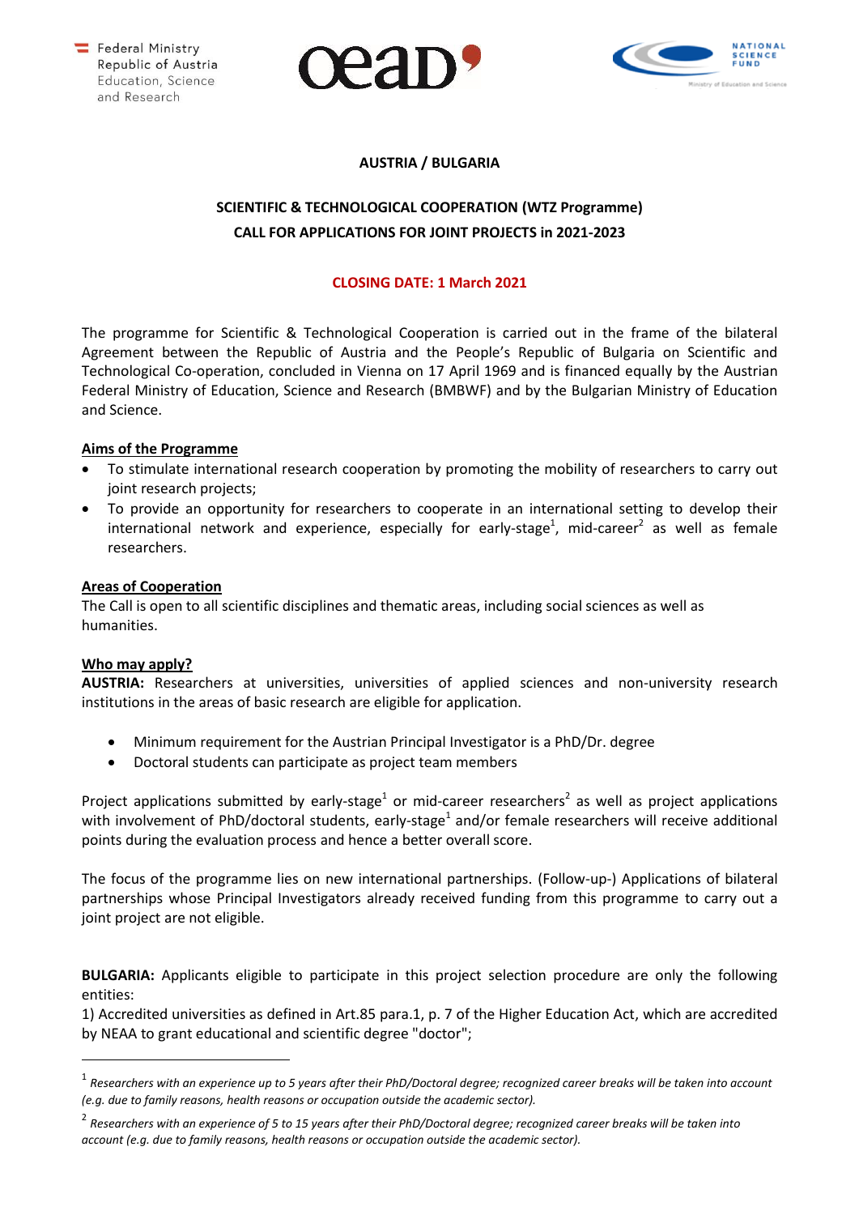Federal Ministry Republic of Austria Education, Science and Research

**AUSTRIA / BULGARIA**

**SCIENTIFIC & TECHNOLOGICAL COOPERATION (WTZ Programme)**
**CALL FOR APPLICATIONS FOR JOINT PROJECTS in 2021-2023**

**CLOSING DATE: 1 March 2021**

The programme for Scientific & Technological Cooperation is carried out in the frame of the bilateral Agreement between the Republic of Austria and the People's Republic of Bulgaria on Scientific and Technological Co-operation, concluded in Vienna on 17 April 1969 and is financed equally by the Austrian Federal Ministry of Education, Science and Research (BMBWF) and by the Bulgarian Ministry of Education and Science.

**Aims of the Programme**

- To stimulate international research cooperation by promoting the mobility of researchers to carry out joint research projects;
- To provide an opportunity for researchers to cooperate in an international setting to develop their international network and experience, especially for early-stage[1], mid-career[2] as well as female researchers.

**Areas of Cooperation**

The Call is open to all scientific disciplines and thematic areas, including social sciences as well as humanities.

**Who may apply?**

**AUSTRIA:** Researchers at universities, universities of applied sciences and non-university research institutions in the areas of basic research are eligible for application.

- Minimum requirement for the Austrian Principal Investigator is a PhD/Dr. degree
- Doctoral students can participate as project team members

Project applications submitted by early-stage[1] or mid-career researchers[2] as well as project applications with involvement of PhD/doctoral students, early-stage[1] and/or female researchers will receive additional points during the evaluation process and hence a better overall score.

The focus of the programme lies on new international partnerships. (Follow-up-) Applications of bilateral partnerships whose Principal Investigators already received funding from this programme to carry out a joint project are not eligible.

**BULGARIA:** Applicants eligible to participate in this project selection procedure are only the following entities:

1) Accredited universities as defined in Art.85 para.1, p. 7 of the Higher Education Act, which are accredited by NEAA to grant educational and scientific degree "doctor";

---

[1] *Researchers with an experience up to 5 years after their PhD/Doctoral degree; recognized career breaks will be taken into account (e.g. due to family reasons, health reasons or occupation outside the academic sector).*

[2] *Researchers with an experience of 5 to 15 years after their PhD/Doctoral degree; recognized career breaks will be taken into account (e.g. due to family reasons, health reasons or occupation outside the academic sector).*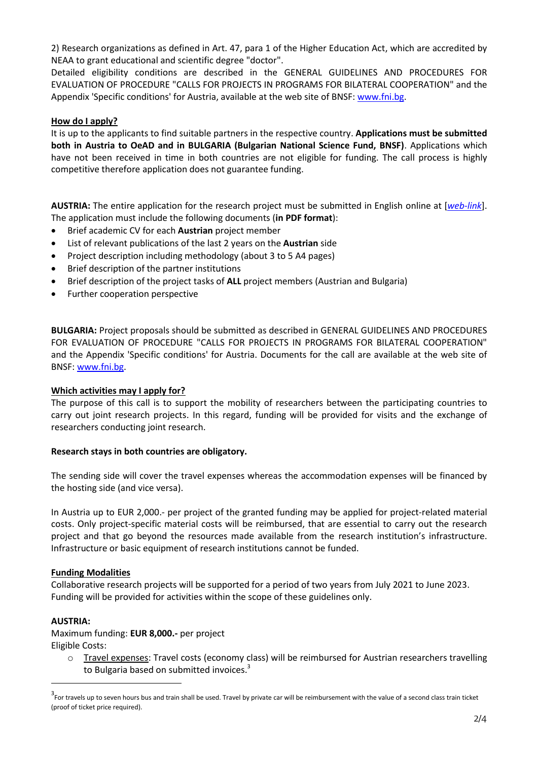2) Research organizations as defined in Art. 47, para 1 of the Higher Education Act, which are accredited by NEAA to grant educational and scientific degree "doctor".

Detailed eligibility conditions are described in the GENERAL GUIDELINES AND PROCEDURES FOR EVALUATION OF PROCEDURE "CALLS FOR PROJECTS IN PROGRAMS FOR BILATERAL COOPERATION" and the Appendix 'Specific conditions' for Austria, available at the web site of BNSF: [www.fni.bg](www.fni.bg).

## How do I apply?

It is up to the applicants to find suitable partners in the respective country. **Applications must be submitted both in Austria to OeAD and in BULGARIA (Bulgarian National Science Fund, BNSF)**. Applications which have not been received in time in both countries are not eligible for funding. The call process is highly competitive therefore application does not guarantee funding.

**AUSTRIA:** The entire application for the research project must be submitted in English online at [*web-link*]. The application must include the following documents (**in PDF format**):

- Brief academic CV for each **Austrian** project member
- List of relevant publications of the last 2 years on the **Austrian** side
- Project description including methodology (about 3 to 5 A4 pages)
- Brief description of the partner institutions
- Brief description of the project tasks of **ALL** project members (Austrian and Bulgaria)
- Further cooperation perspective

**BULGARIA:** Project proposals should be submitted as described in GENERAL GUIDELINES AND PROCEDURES FOR EVALUATION OF PROCEDURE "CALLS FOR PROJECTS IN PROGRAMS FOR BILATERAL COOPERATION" and the Appendix 'Specific conditions' for Austria. Documents for the call are available at the web site of BNSF: [www.fni.bg](www.fni.bg).

## Which activities may I apply for?

The purpose of this call is to support the mobility of researchers between the participating countries to carry out joint research projects. In this regard, funding will be provided for visits and the exchange of researchers conducting joint research.

**Research stays in both countries are obligatory.**

The sending side will cover the travel expenses whereas the accommodation expenses will be financed by the hosting side (and vice versa).

In Austria up to EUR 2,000.- per project of the granted funding may be applied for project-related material costs. Only project-specific material costs will be reimbursed, that are essential to carry out the research project and that go beyond the resources made available from the research institution's infrastructure. Infrastructure or basic equipment of research institutions cannot be funded.

## Funding Modalities

Collaborative research projects will be supported for a period of two years from July 2021 to June 2023. Funding will be provided for activities within the scope of these guidelines only.

**AUSTRIA:**

Maximum funding: **EUR 8,000.-** per project

Eligible Costs:

- Travel expenses: Travel costs (economy class) will be reimbursed for Austrian researchers travelling to Bulgaria based on submitted invoices.[3]

---

[3] For travels up to seven hours bus and train shall be used. Travel by private car will be reimbursement with the value of a second class train ticket (proof of ticket price required).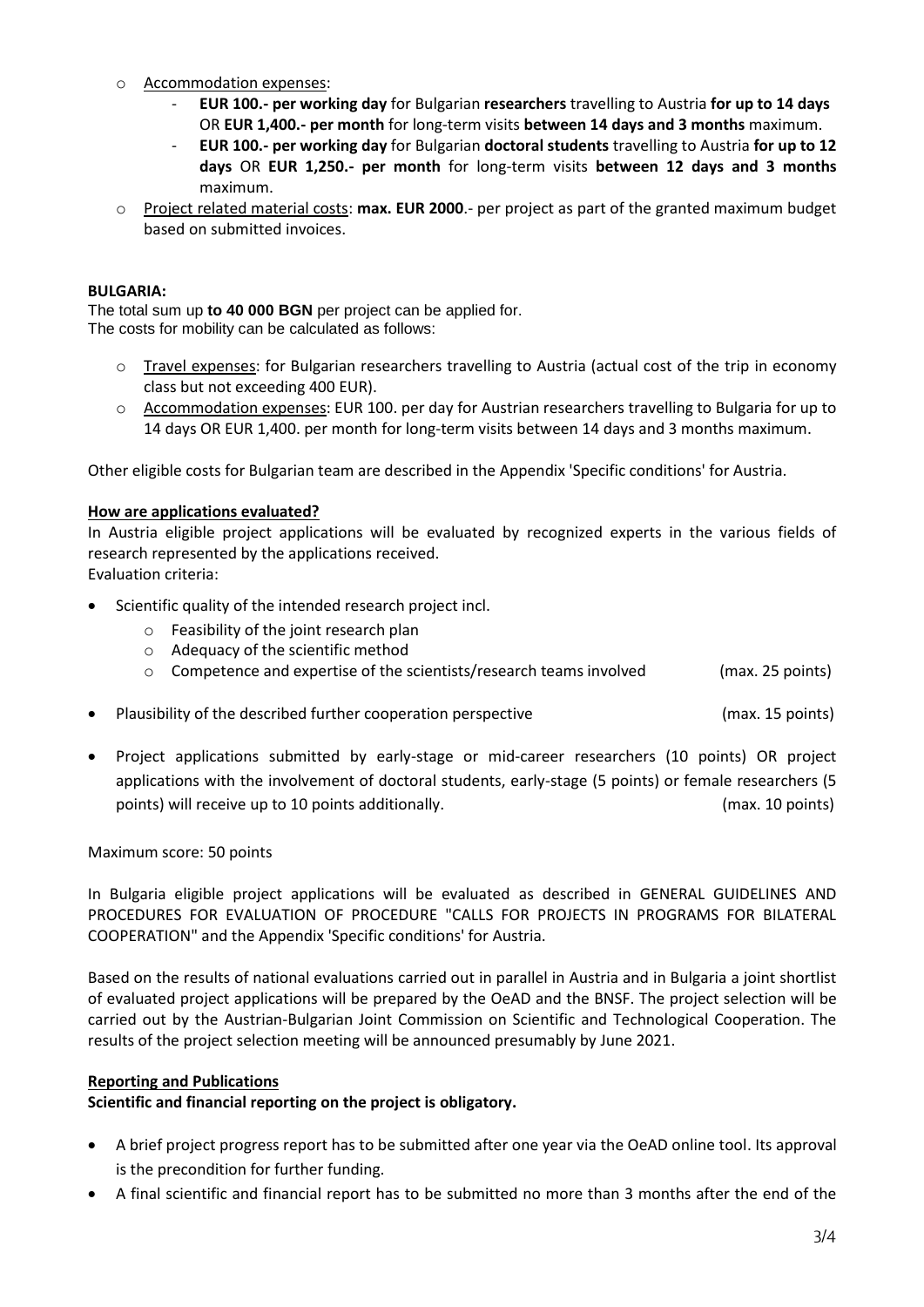- Accommodation expenses:
  - **EUR 100.- per working day** for Bulgarian **researchers** travelling to Austria **for up to 14 days** OR **EUR 1,400.- per month** for long-term visits **between 14 days and 3 months** maximum.
  - **EUR 100.- per working day** for Bulgarian **doctoral students** travelling to Austria **for up to 12 days** OR **EUR 1,250.- per month** for long-term visits **between 12 days and 3 months** maximum.
- Project related material costs: **max. EUR 2000**.- per project as part of the granted maximum budget based on submitted invoices.

**BULGARIA:**

The total sum up **to 40 000 BGN** per project can be applied for.
The costs for mobility can be calculated as follows:

- Travel expenses: for Bulgarian researchers travelling to Austria (actual cost of the trip in economy class but not exceeding 400 EUR).
- Accommodation expenses: EUR 100. per day for Austrian researchers travelling to Bulgaria for up to 14 days OR EUR 1,400. per month for long-term visits between 14 days and 3 months maximum.

Other eligible costs for Bulgarian team are described in the Appendix 'Specific conditions' for Austria.

**How are applications evaluated?**

In Austria eligible project applications will be evaluated by recognized experts in the various fields of research represented by the applications received.
Evaluation criteria:

- Scientific quality of the intended research project incl.
  - Feasibility of the joint research plan
  - Adequacy of the scientific method
  - Competence and expertise of the scientists/research teams involved (max. 25 points)
- Plausibility of the described further cooperation perspective (max. 15 points)
- Project applications submitted by early-stage or mid-career researchers (10 points) OR project applications with the involvement of doctoral students, early-stage (5 points) or female researchers (5 points) will receive up to 10 points additionally. (max. 10 points)

Maximum score: 50 points

In Bulgaria eligible project applications will be evaluated as described in GENERAL GUIDELINES AND PROCEDURES FOR EVALUATION OF PROCEDURE "CALLS FOR PROJECTS IN PROGRAMS FOR BILATERAL COOPERATION" and the Appendix 'Specific conditions' for Austria.

Based on the results of national evaluations carried out in parallel in Austria and in Bulgaria a joint shortlist of evaluated project applications will be prepared by the OeAD and the BNSF. The project selection will be carried out by the Austrian-Bulgarian Joint Commission on Scientific and Technological Cooperation. The results of the project selection meeting will be announced presumably by June 2021.

**Reporting and Publications**

**Scientific and financial reporting on the project is obligatory.**

- A brief project progress report has to be submitted after one year via the OeAD online tool. Its approval is the precondition for further funding.
- A final scientific and financial report has to be submitted no more than 3 months after the end of the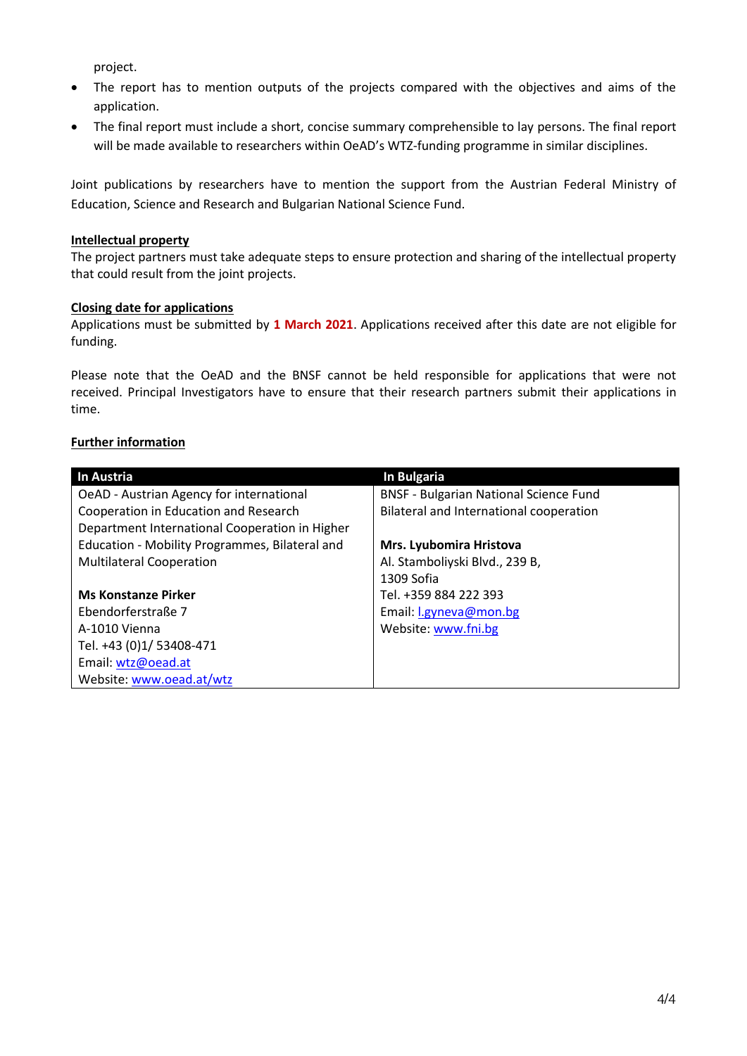project.

- The report has to mention outputs of the projects compared with the objectives and aims of the application.
- The final report must include a short, concise summary comprehensible to lay persons. The final report will be made available to researchers within OeAD's WTZ-funding programme in similar disciplines.

Joint publications by researchers have to mention the support from the Austrian Federal Ministry of Education, Science and Research and Bulgarian National Science Fund.

**Intellectual property**

The project partners must take adequate steps to ensure protection and sharing of the intellectual property that could result from the joint projects.

**Closing date for applications**

Applications must be submitted by **1 March 2021**. Applications received after this date are not eligible for funding.

Please note that the OeAD and the BNSF cannot be held responsible for applications that were not received. Principal Investigators have to ensure that their research partners submit their applications in time.

**Further information**

| In Austria | In Bulgaria |
|---|---|
| OeAD - Austrian Agency for international Cooperation in Education and Research<br>Department International Cooperation in Higher Education - Mobility Programmes, Bilateral and Multilateral Cooperation<br><br>**Ms Konstanze Pirker**<br>Ebendorferstraße 7<br>A-1010 Vienna<br>Tel. +43 (0)1/ 53408-471<br>Email: wtz@oead.at<br>Website: www.oead.at/wtz | BNSF - Bulgarian National Science Fund<br>Bilateral and International cooperation<br><br>**Mrs. Lyubomira Hristova**<br>Al. Stamboliyski Blvd., 239 B,<br>1309 Sofia<br>Tel. +359 884 222 393<br>Email: l.gyneva@mon.bg<br>Website: www.fni.bg |